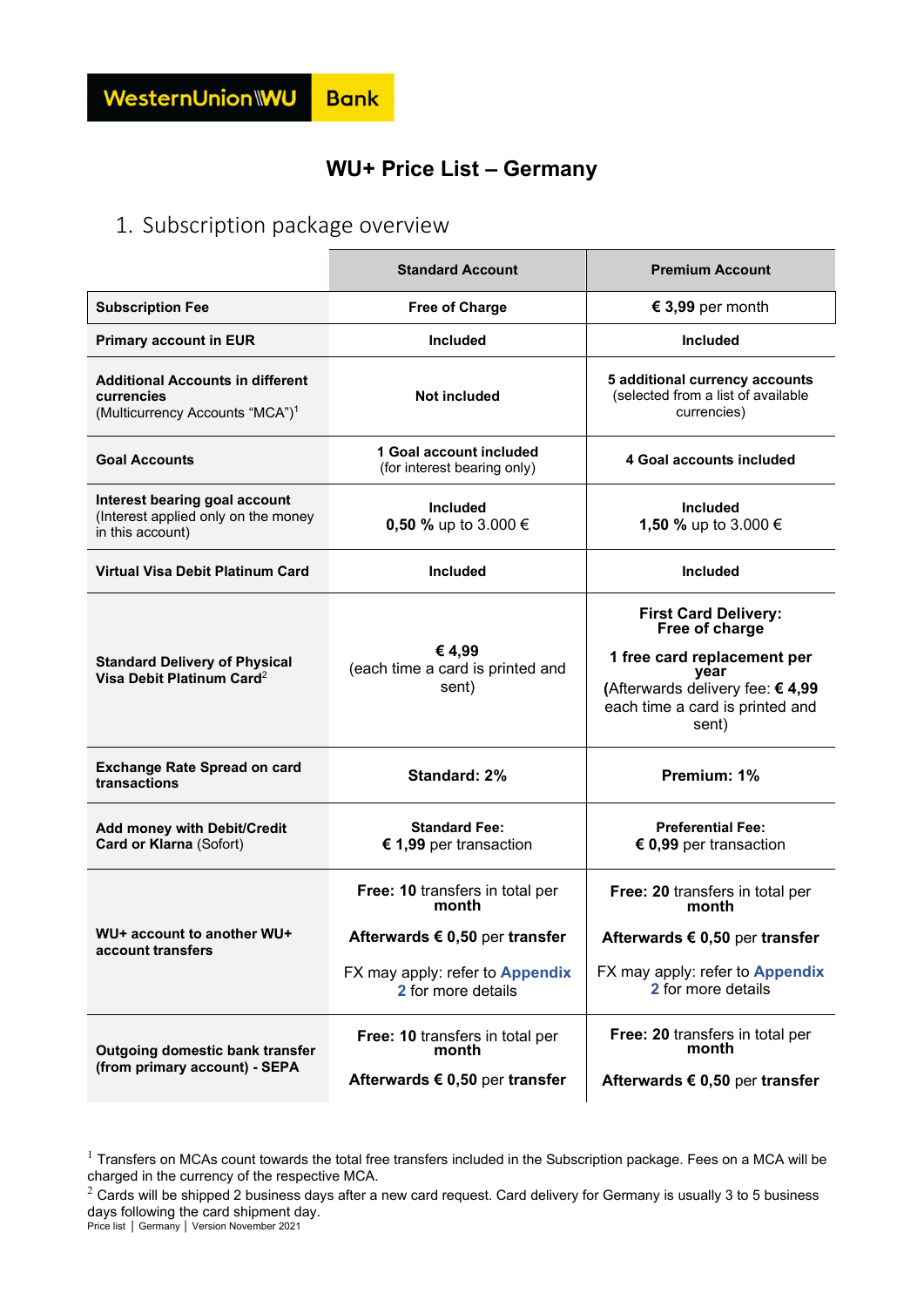WesternUnion WU Bank

# WU+ Price List – Germany

## 1. Subscription package overview

| | **Standard Account** | **Premium Account** |
|---|---|---|
| **Subscription Fee** | **Free of Charge** | **€ 3,99** per month |
| **Primary account in EUR** | **Included** | **Included** |
| **Additional Accounts in different currencies** (Multicurrency Accounts "MCA")[1] | **Not included** | **5 additional currency accounts** (selected from a list of available currencies) |
| **Goal Accounts** | **1 Goal account included** (for interest bearing only) | **4 Goal accounts included** |
| **Interest bearing goal account** (Interest applied only on the money in this account) | **Included** **0,50 %** up to 3.000 € | **Included** **1,50 %** up to 3.000 € |
| **Virtual Visa Debit Platinum Card** | **Included** | **Included** |
| **Standard Delivery of Physical Visa Debit Platinum Card**[2] | **€ 4,99** (each time a card is printed and sent) | **First Card Delivery: Free of charge** **1 free card replacement per year** (Afterwards delivery fee: **€ 4,99** each time a card is printed and sent) |
| **Exchange Rate Spread on card transactions** | **Standard: 2%** | **Premium: 1%** |
| **Add money with Debit/Credit Card or Klarna** (Sofort) | **Standard Fee:** **€ 1,99** per transaction | **Preferential Fee:** **€ 0,99** per transaction |
| **WU+ account to another WU+ account transfers** | **Free: 10** transfers in total per **month** **Afterwards € 0,50** per **transfer** FX may apply: refer to Appendix 2 for more details | **Free: 20** transfers in total per **month** **Afterwards € 0,50** per **transfer** FX may apply: refer to Appendix 2 for more details |
| **Outgoing domestic bank transfer (from primary account) - SEPA** | **Free: 10** transfers in total per **month** **Afterwards € 0,50** per **transfer** | **Free: 20** transfers in total per **month** **Afterwards € 0,50** per **transfer** |

[1] Transfers on MCAs count towards the total free transfers included in the Subscription package. Fees on a MCA will be charged in the currency of the respective MCA.

[2] Cards will be shipped 2 business days after a new card request. Card delivery for Germany is usually 3 to 5 business days following the card shipment day.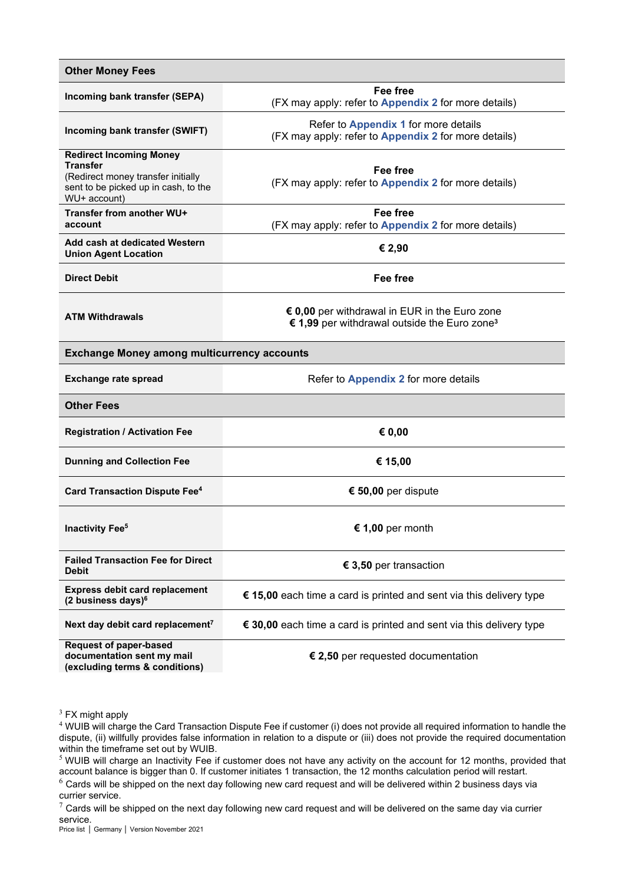| Other Money Fees | |
|---|---|
| **Incoming bank transfer (SEPA)** | **Fee free**<br>(FX may apply: refer to **Appendix 2** for more details) |
| **Incoming bank transfer (SWIFT)** | Refer to **Appendix 1** for more details<br>(FX may apply: refer to **Appendix 2** for more details) |
| **Redirect Incoming Money Transfer**<br>(Redirect money transfer initially sent to be picked up in cash, to the WU+ account) | **Fee free**<br>(FX may apply: refer to **Appendix 2** for more details) |
| **Transfer from another WU+ account** | **Fee free**<br>(FX may apply: refer to **Appendix 2** for more details) |
| **Add cash at dedicated Western Union Agent Location** | **€ 2,90** |
| **Direct Debit** | **Fee free** |
| **ATM Withdrawals** | **€ 0,00** per withdrawal in EUR in the Euro zone<br>**€ 1,99** per withdrawal outside the Euro zone[3] |
| **Exchange Money among multicurrency accounts** | |
| **Exchange rate spread** | Refer to **Appendix 2** for more details |
| **Other Fees** | |
| **Registration / Activation Fee** | **€ 0,00** |
| **Dunning and Collection Fee** | **€ 15,00** |
| **Card Transaction Dispute Fee**[4] | **€ 50,00** per dispute |
| **Inactivity Fee**[5] | **€ 1,00** per month |
| **Failed Transaction Fee for Direct Debit** | **€ 3,50** per transaction |
| **Express debit card replacement (2 business days)**[6] | **€ 15,00** each time a card is printed and sent via this delivery type |
| **Next day debit card replacement**[7] | **€ 30,00** each time a card is printed and sent via this delivery type |
| **Request of paper-based documentation sent my mail (excluding terms & conditions)** | **€ 2,50** per requested documentation |

[3] FX might apply

[4] WUIB will charge the Card Transaction Dispute Fee if customer (i) does not provide all required information to handle the dispute, (ii) willfully provides false information in relation to a dispute or (iii) does not provide the required documentation within the timeframe set out by WUIB.

[5] WUIB will charge an Inactivity Fee if customer does not have any activity on the account for 12 months, provided that account balance is bigger than 0. If customer initiates 1 transaction, the 12 months calculation period will restart.

[6] Cards will be shipped on the next day following new card request and will be delivered within 2 business days via currier service.

[7] Cards will be shipped on the next day following new card request and will be delivered on the same day via currier service.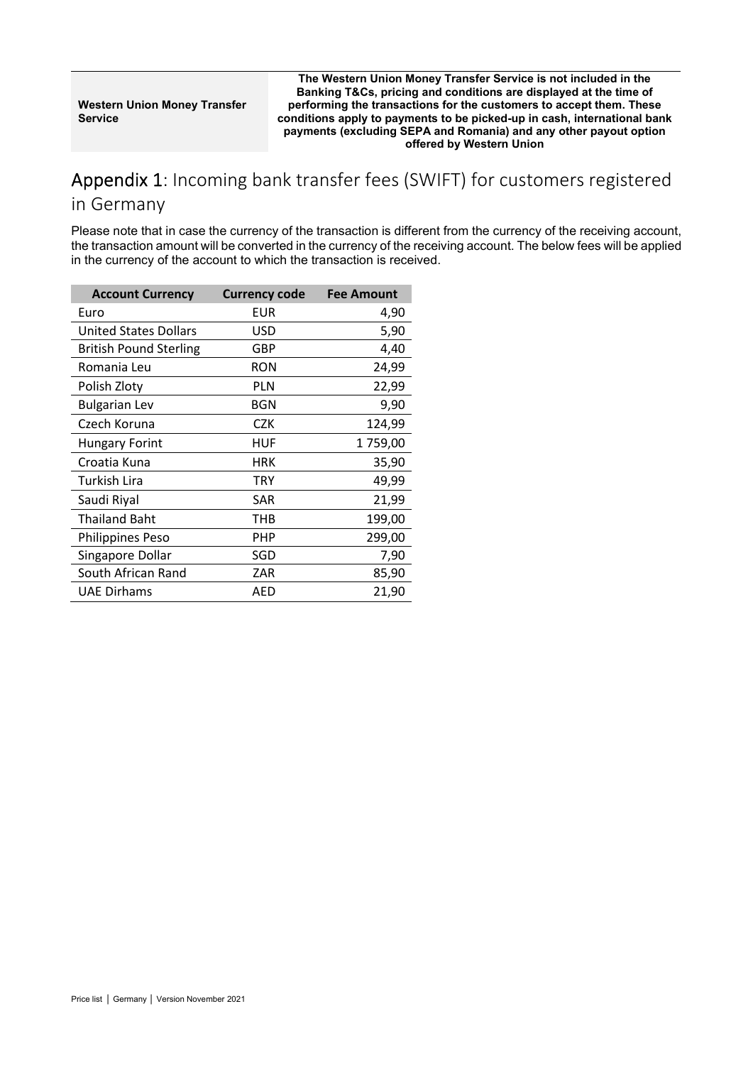| Western Union Money Transfer Service | The Western Union Money Transfer Service is not included in the Banking T&Cs, pricing and conditions are displayed at the time of performing the transactions for the customers to accept them. These conditions apply to payments to be picked-up in cash, international bank payments (excluding SEPA and Romania) and any other payout option offered by Western Union |
| --- | --- |

## Appendix 1: Incoming bank transfer fees (SWIFT) for customers registered in Germany

Please note that in case the currency of the transaction is different from the currency of the receiving account, the transaction amount will be converted in the currency of the receiving account. The below fees will be applied in the currency of the account to which the transaction is received.

| Account Currency | Currency code | Fee Amount |
| --- | --- | --- |
| Euro | EUR | 4,90 |
| United States Dollars | USD | 5,90 |
| British Pound Sterling | GBP | 4,40 |
| Romania Leu | RON | 24,99 |
| Polish Zloty | PLN | 22,99 |
| Bulgarian Lev | BGN | 9,90 |
| Czech Koruna | CZK | 124,99 |
| Hungary Forint | HUF | 1 759,00 |
| Croatia Kuna | HRK | 35,90 |
| Turkish Lira | TRY | 49,99 |
| Saudi Riyal | SAR | 21,99 |
| Thailand Baht | THB | 199,00 |
| Philippines Peso | PHP | 299,00 |
| Singapore Dollar | SGD | 7,90 |
| South African Rand | ZAR | 85,90 |
| UAE Dirhams | AED | 21,90 |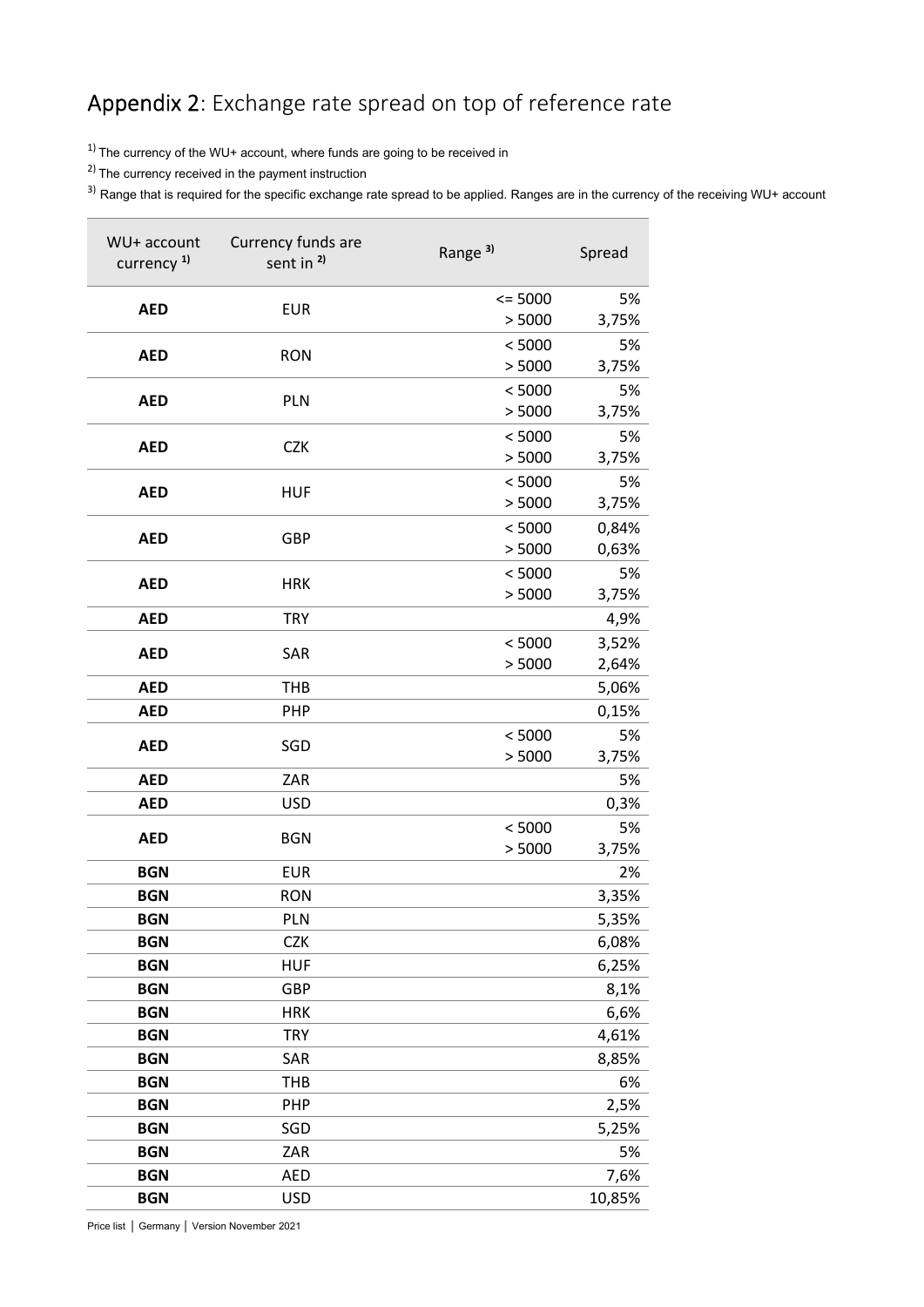# Appendix 2: Exchange rate spread on top of reference rate

1) The currency of the WU+ account, where funds are going to be received in

2) The currency received in the payment instruction

3) Range that is required for the specific exchange rate spread to be applied. Ranges are in the currency of the receiving WU+ account

| WU+ account currency 1) | Currency funds are sent in 2) | Range 3) | Spread |
|---|---|---|---|
| **AED** | EUR | <= 5000 | 5% |
| | | > 5000 | 3,75% |
| **AED** | RON | < 5000 | 5% |
| | | > 5000 | 3,75% |
| **AED** | PLN | < 5000 | 5% |
| | | > 5000 | 3,75% |
| **AED** | CZK | < 5000 | 5% |
| | | > 5000 | 3,75% |
| **AED** | HUF | < 5000 | 5% |
| | | > 5000 | 3,75% |
| **AED** | GBP | < 5000 | 0,84% |
| | | > 5000 | 0,63% |
| **AED** | HRK | < 5000 | 5% |
| | | > 5000 | 3,75% |
| **AED** | TRY | | 4,9% |
| **AED** | SAR | < 5000 | 3,52% |
| | | > 5000 | 2,64% |
| **AED** | THB | | 5,06% |
| **AED** | PHP | | 0,15% |
| **AED** | SGD | < 5000 | 5% |
| | | > 5000 | 3,75% |
| **AED** | ZAR | | 5% |
| **AED** | USD | | 0,3% |
| **AED** | BGN | < 5000 | 5% |
| | | > 5000 | 3,75% |
| **BGN** | EUR | | 2% |
| **BGN** | RON | | 3,35% |
| **BGN** | PLN | | 5,35% |
| **BGN** | CZK | | 6,08% |
| **BGN** | HUF | | 6,25% |
| **BGN** | GBP | | 8,1% |
| **BGN** | HRK | | 6,6% |
| **BGN** | TRY | | 4,61% |
| **BGN** | SAR | | 8,85% |
| **BGN** | THB | | 6% |
| **BGN** | PHP | | 2,5% |
| **BGN** | SGD | | 5,25% |
| **BGN** | ZAR | | 5% |
| **BGN** | AED | | 7,6% |
| **BGN** | USD | | 10,85% |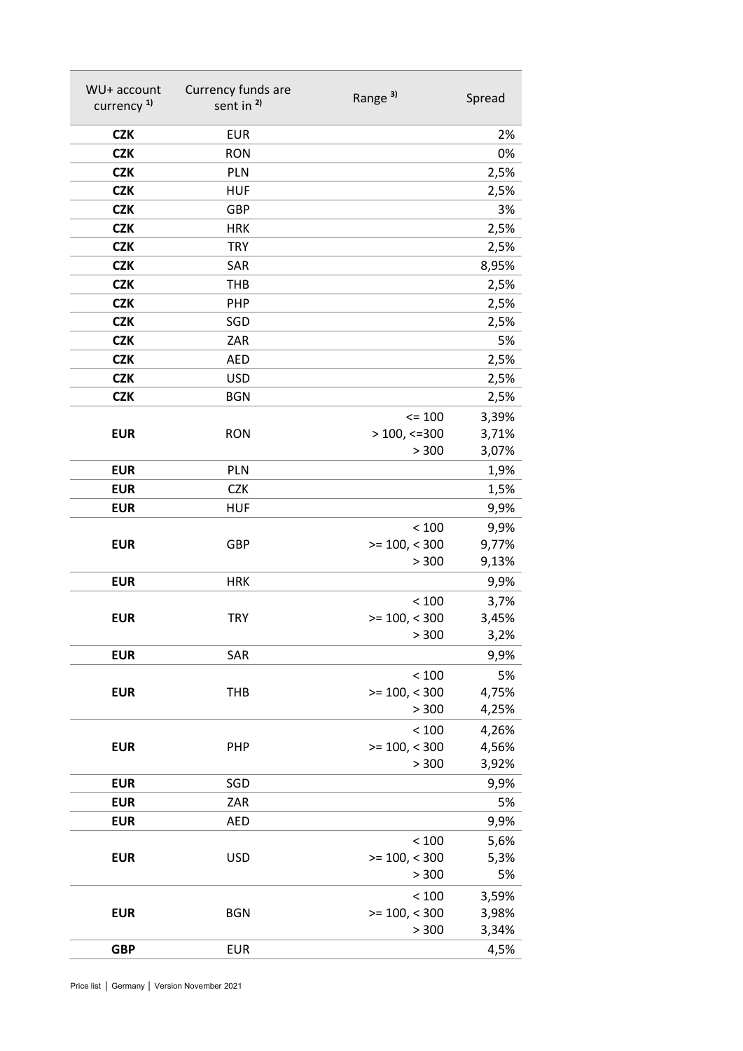| WU+ account currency [1)] | Currency funds are sent in [2)] | Range [3)] | Spread |
|---|---|---|---|
| **CZK** | EUR | | 2% |
| **CZK** | RON | | 0% |
| **CZK** | PLN | | 2,5% |
| **CZK** | HUF | | 2,5% |
| **CZK** | GBP | | 3% |
| **CZK** | HRK | | 2,5% |
| **CZK** | TRY | | 2,5% |
| **CZK** | SAR | | 8,95% |
| **CZK** | THB | | 2,5% |
| **CZK** | PHP | | 2,5% |
| **CZK** | SGD | | 2,5% |
| **CZK** | ZAR | | 5% |
| **CZK** | AED | | 2,5% |
| **CZK** | USD | | 2,5% |
| **CZK** | BGN | | 2,5% |
| **EUR** | RON | <= 100<br>> 100, <=300<br>> 300 | 3,39%<br>3,71%<br>3,07% |
| **EUR** | PLN | | 1,9% |
| **EUR** | CZK | | 1,5% |
| **EUR** | HUF | | 9,9% |
| **EUR** | GBP | < 100<br>>= 100, < 300<br>> 300 | 9,9%<br>9,77%<br>9,13% |
| **EUR** | HRK | | 9,9% |
| **EUR** | TRY | < 100<br>>= 100, < 300<br>> 300 | 3,7%<br>3,45%<br>3,2% |
| **EUR** | SAR | | 9,9% |
| **EUR** | THB | < 100<br>>= 100, < 300<br>> 300 | 5%<br>4,75%<br>4,25% |
| **EUR** | PHP | < 100<br>>= 100, < 300<br>> 300 | 4,26%<br>4,56%<br>3,92% |
| **EUR** | SGD | | 9,9% |
| **EUR** | ZAR | | 5% |
| **EUR** | AED | | 9,9% |
| **EUR** | USD | < 100<br>>= 100, < 300<br>> 300 | 5,6%<br>5,3%<br>5% |
| **EUR** | BGN | < 100<br>>= 100, < 300<br>> 300 | 3,59%<br>3,98%<br>3,34% |
| **GBP** | EUR | | 4,5% |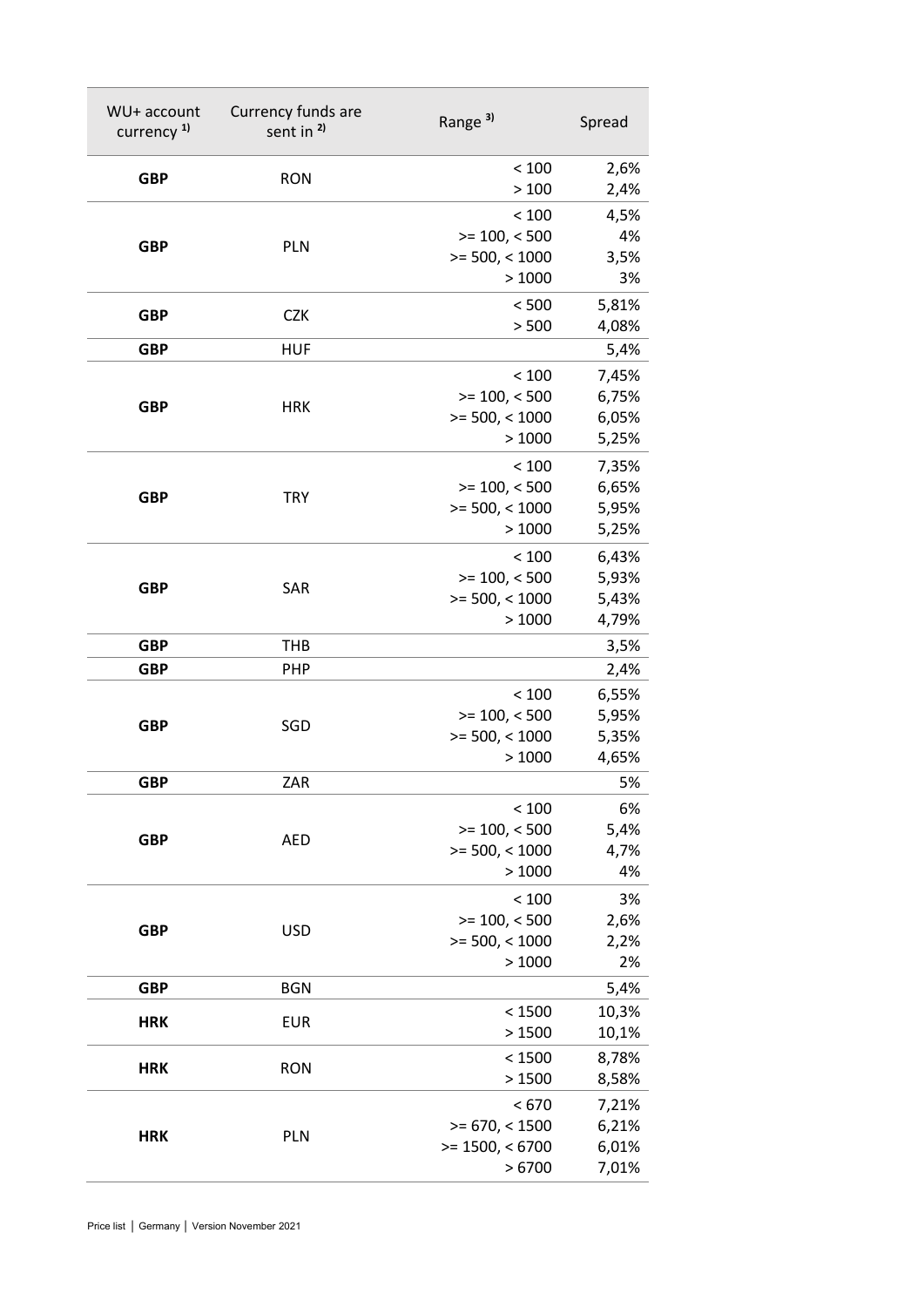| WU+ account currency [1)] | Currency funds are sent in [2)] | Range [3)] | Spread |
|---|---|---|---|
| **GBP** | RON | < 100 | 2,6% |
| | | > 100 | 2,4% |
| **GBP** | PLN | < 100 | 4,5% |
| | | >= 100, < 500 | 4% |
| | | >= 500, < 1000 | 3,5% |
| | | > 1000 | 3% |
| **GBP** | CZK | < 500 | 5,81% |
| | | > 500 | 4,08% |
| **GBP** | HUF | | 5,4% |
| **GBP** | HRK | < 100 | 7,45% |
| | | >= 100, < 500 | 6,75% |
| | | >= 500, < 1000 | 6,05% |
| | | > 1000 | 5,25% |
| **GBP** | TRY | < 100 | 7,35% |
| | | >= 100, < 500 | 6,65% |
| | | >= 500, < 1000 | 5,95% |
| | | > 1000 | 5,25% |
| **GBP** | SAR | < 100 | 6,43% |
| | | >= 100, < 500 | 5,93% |
| | | >= 500, < 1000 | 5,43% |
| | | > 1000 | 4,79% |
| **GBP** | THB | | 3,5% |
| **GBP** | PHP | | 2,4% |
| **GBP** | SGD | < 100 | 6,55% |
| | | >= 100, < 500 | 5,95% |
| | | >= 500, < 1000 | 5,35% |
| | | > 1000 | 4,65% |
| **GBP** | ZAR | | 5% |
| **GBP** | AED | < 100 | 6% |
| | | >= 100, < 500 | 5,4% |
| | | >= 500, < 1000 | 4,7% |
| | | > 1000 | 4% |
| **GBP** | USD | < 100 | 3% |
| | | >= 100, < 500 | 2,6% |
| | | >= 500, < 1000 | 2,2% |
| | | > 1000 | 2% |
| **GBP** | BGN | | 5,4% |
| **HRK** | EUR | < 1500 | 10,3% |
| | | > 1500 | 10,1% |
| **HRK** | RON | < 1500 | 8,78% |
| | | > 1500 | 8,58% |
| **HRK** | PLN | < 670 | 7,21% |
| | | >= 670, < 1500 | 6,21% |
| | | >= 1500, < 6700 | 6,01% |
| | | > 6700 | 7,01% |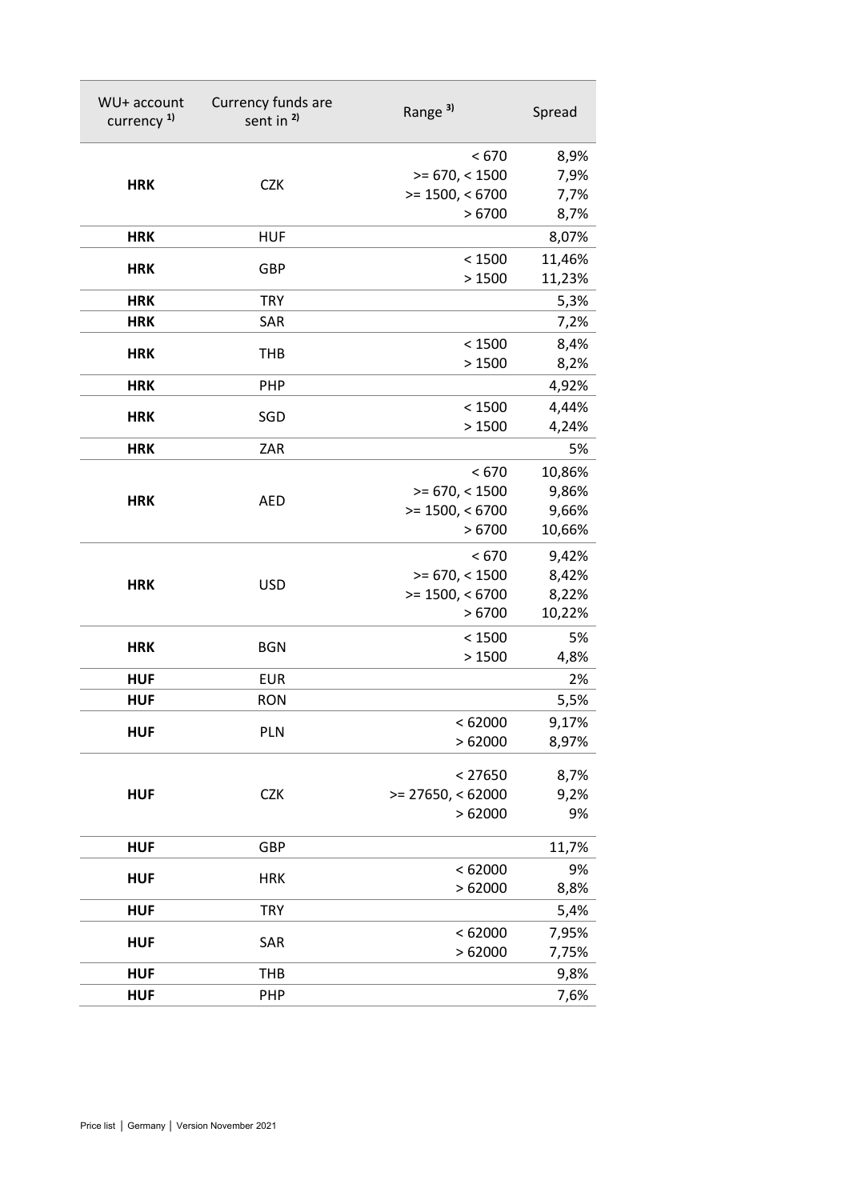| WU+ account currency [1)] | Currency funds are sent in [2)] | Range [3)] | Spread |
|---|---|---|---|
| **HRK** | CZK | < 670 | 8,9% |
| | | >= 670, < 1500 | 7,9% |
| | | >= 1500, < 6700 | 7,7% |
| | | > 6700 | 8,7% |
| **HRK** | HUF | | 8,07% |
| **HRK** | GBP | < 1500 | 11,46% |
| | | > 1500 | 11,23% |
| **HRK** | TRY | | 5,3% |
| **HRK** | SAR | | 7,2% |
| **HRK** | THB | < 1500 | 8,4% |
| | | > 1500 | 8,2% |
| **HRK** | PHP | | 4,92% |
| **HRK** | SGD | < 1500 | 4,44% |
| | | > 1500 | 4,24% |
| **HRK** | ZAR | | 5% |
| **HRK** | AED | < 670 | 10,86% |
| | | >= 670, < 1500 | 9,86% |
| | | >= 1500, < 6700 | 9,66% |
| | | > 6700 | 10,66% |
| **HRK** | USD | < 670 | 9,42% |
| | | >= 670, < 1500 | 8,42% |
| | | >= 1500, < 6700 | 8,22% |
| | | > 6700 | 10,22% |
| **HRK** | BGN | < 1500 | 5% |
| | | > 1500 | 4,8% |
| **HUF** | EUR | | 2% |
| **HUF** | RON | | 5,5% |
| **HUF** | PLN | < 62000 | 9,17% |
| | | > 62000 | 8,97% |
| **HUF** | CZK | < 27650 | 8,7% |
| | | >= 27650, < 62000 | 9,2% |
| | | > 62000 | 9% |
| **HUF** | GBP | | 11,7% |
| **HUF** | HRK | < 62000 | 9% |
| | | > 62000 | 8,8% |
| **HUF** | TRY | | 5,4% |
| **HUF** | SAR | < 62000 | 7,95% |
| | | > 62000 | 7,75% |
| **HUF** | THB | | 9,8% |
| **HUF** | PHP | | 7,6% |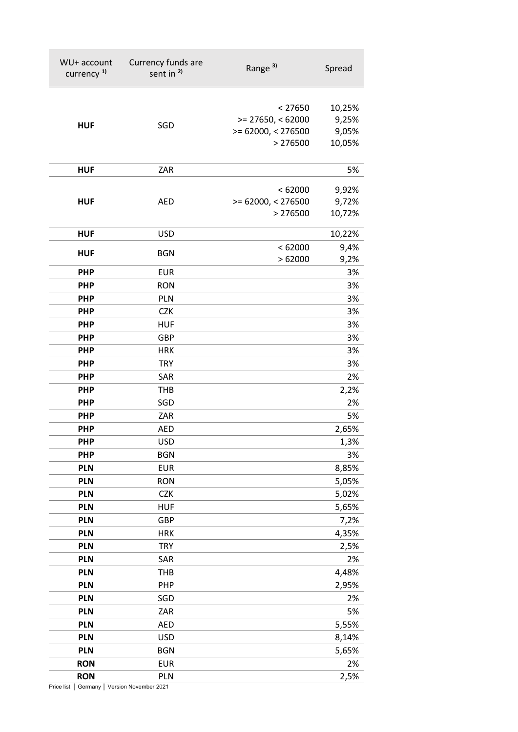| WU+ account currency [1)] | Currency funds are sent in [2)] | Range [3)] | Spread |
|---|---|---|---|
| **HUF** | SGD | < 27650<br>>= 27650, < 62000<br>>= 62000, < 276500<br>> 276500 | 10,25%<br>9,25%<br>9,05%<br>10,05% |
| **HUF** | ZAR | | 5% |
| **HUF** | AED | < 62000<br>>= 62000, < 276500<br>> 276500 | 9,92%<br>9,72%<br>10,72% |
| **HUF** | USD | | 10,22% |
| **HUF** | BGN | < 62000<br>> 62000 | 9,4%<br>9,2% |
| **PHP** | EUR | | 3% |
| **PHP** | RON | | 3% |
| **PHP** | PLN | | 3% |
| **PHP** | CZK | | 3% |
| **PHP** | HUF | | 3% |
| **PHP** | GBP | | 3% |
| **PHP** | HRK | | 3% |
| **PHP** | TRY | | 3% |
| **PHP** | SAR | | 2% |
| **PHP** | THB | | 2,2% |
| **PHP** | SGD | | 2% |
| **PHP** | ZAR | | 5% |
| **PHP** | AED | | 2,65% |
| **PHP** | USD | | 1,3% |
| **PHP** | BGN | | 3% |
| **PLN** | EUR | | 8,85% |
| **PLN** | RON | | 5,05% |
| **PLN** | CZK | | 5,02% |
| **PLN** | HUF | | 5,65% |
| **PLN** | GBP | | 7,2% |
| **PLN** | HRK | | 4,35% |
| **PLN** | TRY | | 2,5% |
| **PLN** | SAR | | 2% |
| **PLN** | THB | | 4,48% |
| **PLN** | PHP | | 2,95% |
| **PLN** | SGD | | 2% |
| **PLN** | ZAR | | 5% |
| **PLN** | AED | | 5,55% |
| **PLN** | USD | | 8,14% |
| **PLN** | BGN | | 5,65% |
| **RON** | EUR | | 2% |
| **RON** | PLN | | 2,5% |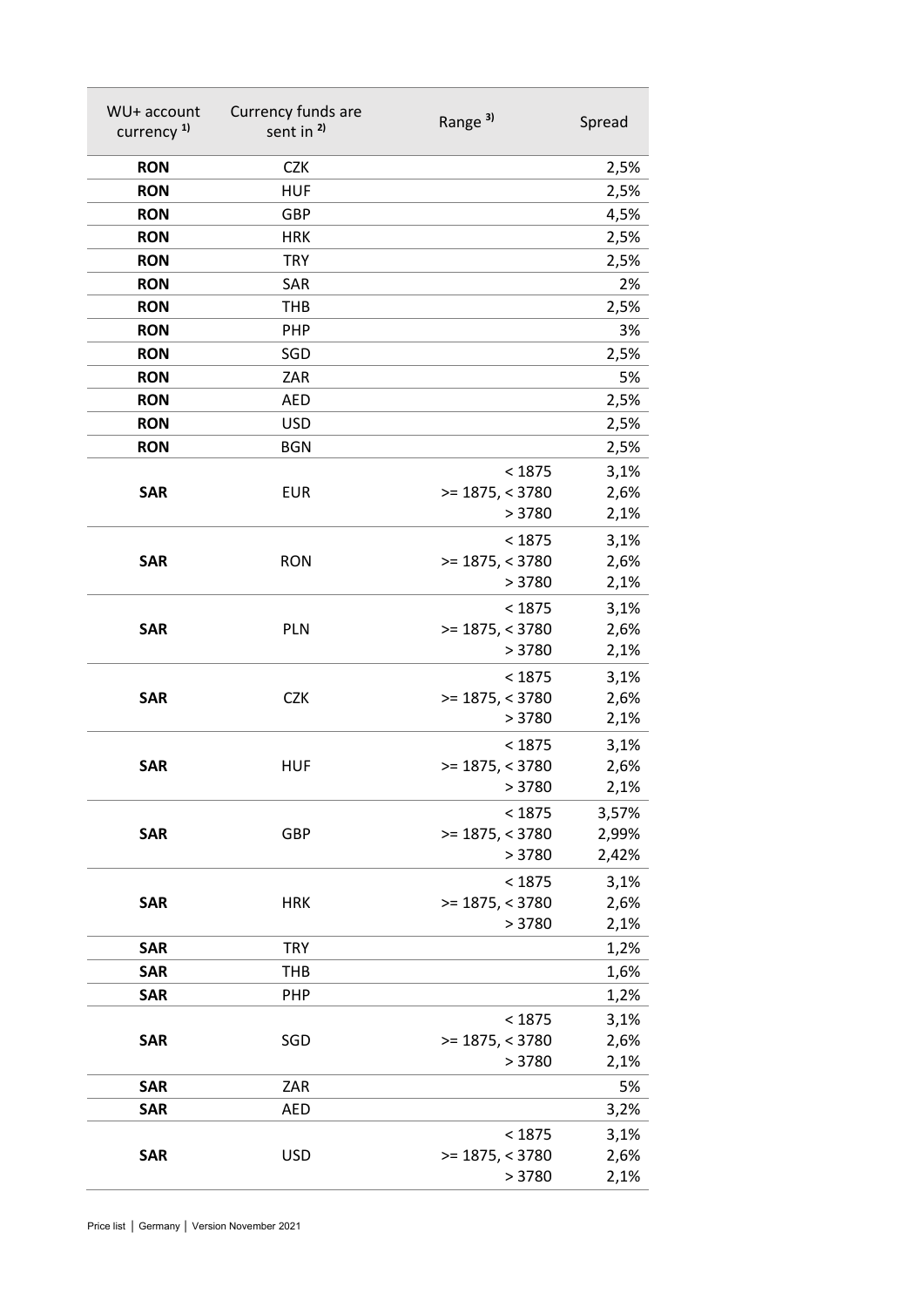| WU+ account currency [1)] | Currency funds are sent in [2)] | Range [3)] | Spread |
|---|---|---|---|
| **RON** | CZK | | 2,5% |
| **RON** | HUF | | 2,5% |
| **RON** | GBP | | 4,5% |
| **RON** | HRK | | 2,5% |
| **RON** | TRY | | 2,5% |
| **RON** | SAR | | 2% |
| **RON** | THB | | 2,5% |
| **RON** | PHP | | 3% |
| **RON** | SGD | | 2,5% |
| **RON** | ZAR | | 5% |
| **RON** | AED | | 2,5% |
| **RON** | USD | | 2,5% |
| **RON** | BGN | | 2,5% |
| **SAR** | EUR | < 1875<br>>= 1875, < 3780<br>> 3780 | 3,1%<br>2,6%<br>2,1% |
| **SAR** | RON | < 1875<br>>= 1875, < 3780<br>> 3780 | 3,1%<br>2,6%<br>2,1% |
| **SAR** | PLN | < 1875<br>>= 1875, < 3780<br>> 3780 | 3,1%<br>2,6%<br>2,1% |
| **SAR** | CZK | < 1875<br>>= 1875, < 3780<br>> 3780 | 3,1%<br>2,6%<br>2,1% |
| **SAR** | HUF | < 1875<br>>= 1875, < 3780<br>> 3780 | 3,1%<br>2,6%<br>2,1% |
| **SAR** | GBP | < 1875<br>>= 1875, < 3780<br>> 3780 | 3,57%<br>2,99%<br>2,42% |
| **SAR** | HRK | < 1875<br>>= 1875, < 3780<br>> 3780 | 3,1%<br>2,6%<br>2,1% |
| **SAR** | TRY | | 1,2% |
| **SAR** | THB | | 1,6% |
| **SAR** | PHP | | 1,2% |
| **SAR** | SGD | < 1875<br>>= 1875, < 3780<br>> 3780 | 3,1%<br>2,6%<br>2,1% |
| **SAR** | ZAR | | 5% |
| **SAR** | AED | | 3,2% |
| **SAR** | USD | < 1875<br>>= 1875, < 3780<br>> 3780 | 3,1%<br>2,6%<br>2,1% |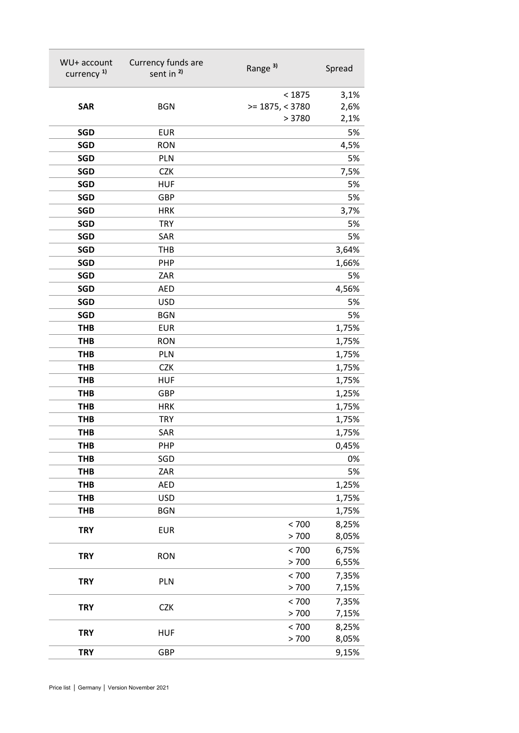| WU+ account currency [1)] | Currency funds are sent in [2)] | Range [3)] | Spread |
|---|---|---|---|
| **SAR** | BGN | < 1875<br>>= 1875, < 3780<br>> 3780 | 3,1%<br>2,6%<br>2,1% |
| **SGD** | EUR | | 5% |
| **SGD** | RON | | 4,5% |
| **SGD** | PLN | | 5% |
| **SGD** | CZK | | 7,5% |
| **SGD** | HUF | | 5% |
| **SGD** | GBP | | 5% |
| **SGD** | HRK | | 3,7% |
| **SGD** | TRY | | 5% |
| **SGD** | SAR | | 5% |
| **SGD** | THB | | 3,64% |
| **SGD** | PHP | | 1,66% |
| **SGD** | ZAR | | 5% |
| **SGD** | AED | | 4,56% |
| **SGD** | USD | | 5% |
| **SGD** | BGN | | 5% |
| **THB** | EUR | | 1,75% |
| **THB** | RON | | 1,75% |
| **THB** | PLN | | 1,75% |
| **THB** | CZK | | 1,75% |
| **THB** | HUF | | 1,75% |
| **THB** | GBP | | 1,25% |
| **THB** | HRK | | 1,75% |
| **THB** | TRY | | 1,75% |
| **THB** | SAR | | 1,75% |
| **THB** | PHP | | 0,45% |
| **THB** | SGD | | 0% |
| **THB** | ZAR | | 5% |
| **THB** | AED | | 1,25% |
| **THB** | USD | | 1,75% |
| **THB** | BGN | | 1,75% |
| **TRY** | EUR | < 700<br>> 700 | 8,25%<br>8,05% |
| **TRY** | RON | < 700<br>> 700 | 6,75%<br>6,55% |
| **TRY** | PLN | < 700<br>> 700 | 7,35%<br>7,15% |
| **TRY** | CZK | < 700<br>> 700 | 7,35%<br>7,15% |
| **TRY** | HUF | < 700<br>> 700 | 8,25%<br>8,05% |
| **TRY** | GBP | | 9,15% |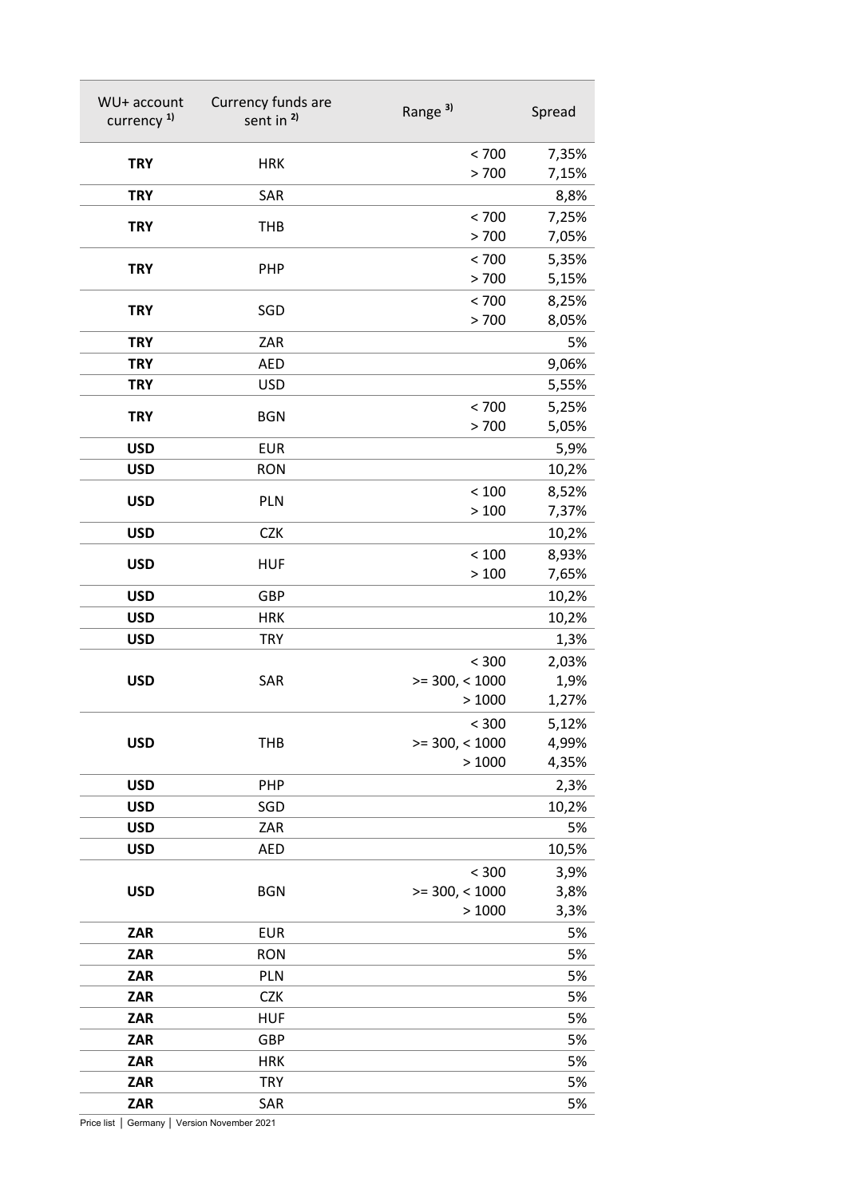| WU+ account currency [1)] | Currency funds are sent in [2)] | Range [3)] | Spread |
|---|---|---|---|
| **TRY** | HRK | < 700<br>> 700 | 7,35%<br>7,15% |
| **TRY** | SAR | | 8,8% |
| **TRY** | THB | < 700<br>> 700 | 7,25%<br>7,05% |
| **TRY** | PHP | < 700<br>> 700 | 5,35%<br>5,15% |
| **TRY** | SGD | < 700<br>> 700 | 8,25%<br>8,05% |
| **TRY** | ZAR | | 5% |
| **TRY** | AED | | 9,06% |
| **TRY** | USD | | 5,55% |
| **TRY** | BGN | < 700<br>> 700 | 5,25%<br>5,05% |
| **USD** | EUR | | 5,9% |
| **USD** | RON | | 10,2% |
| **USD** | PLN | < 100<br>> 100 | 8,52%<br>7,37% |
| **USD** | CZK | | 10,2% |
| **USD** | HUF | < 100<br>> 100 | 8,93%<br>7,65% |
| **USD** | GBP | | 10,2% |
| **USD** | HRK | | 10,2% |
| **USD** | TRY | | 1,3% |
| **USD** | SAR | < 300<br>>= 300, < 1000<br>> 1000 | 2,03%<br>1,9%<br>1,27% |
| **USD** | THB | < 300<br>>= 300, < 1000<br>> 1000 | 5,12%<br>4,99%<br>4,35% |
| **USD** | PHP | | 2,3% |
| **USD** | SGD | | 10,2% |
| **USD** | ZAR | | 5% |
| **USD** | AED | | 10,5% |
| **USD** | BGN | < 300<br>>= 300, < 1000<br>> 1000 | 3,9%<br>3,8%<br>3,3% |
| **ZAR** | EUR | | 5% |
| **ZAR** | RON | | 5% |
| **ZAR** | PLN | | 5% |
| **ZAR** | CZK | | 5% |
| **ZAR** | HUF | | 5% |
| **ZAR** | GBP | | 5% |
| **ZAR** | HRK | | 5% |
| **ZAR** | TRY | | 5% |
| **ZAR** | SAR | | 5% |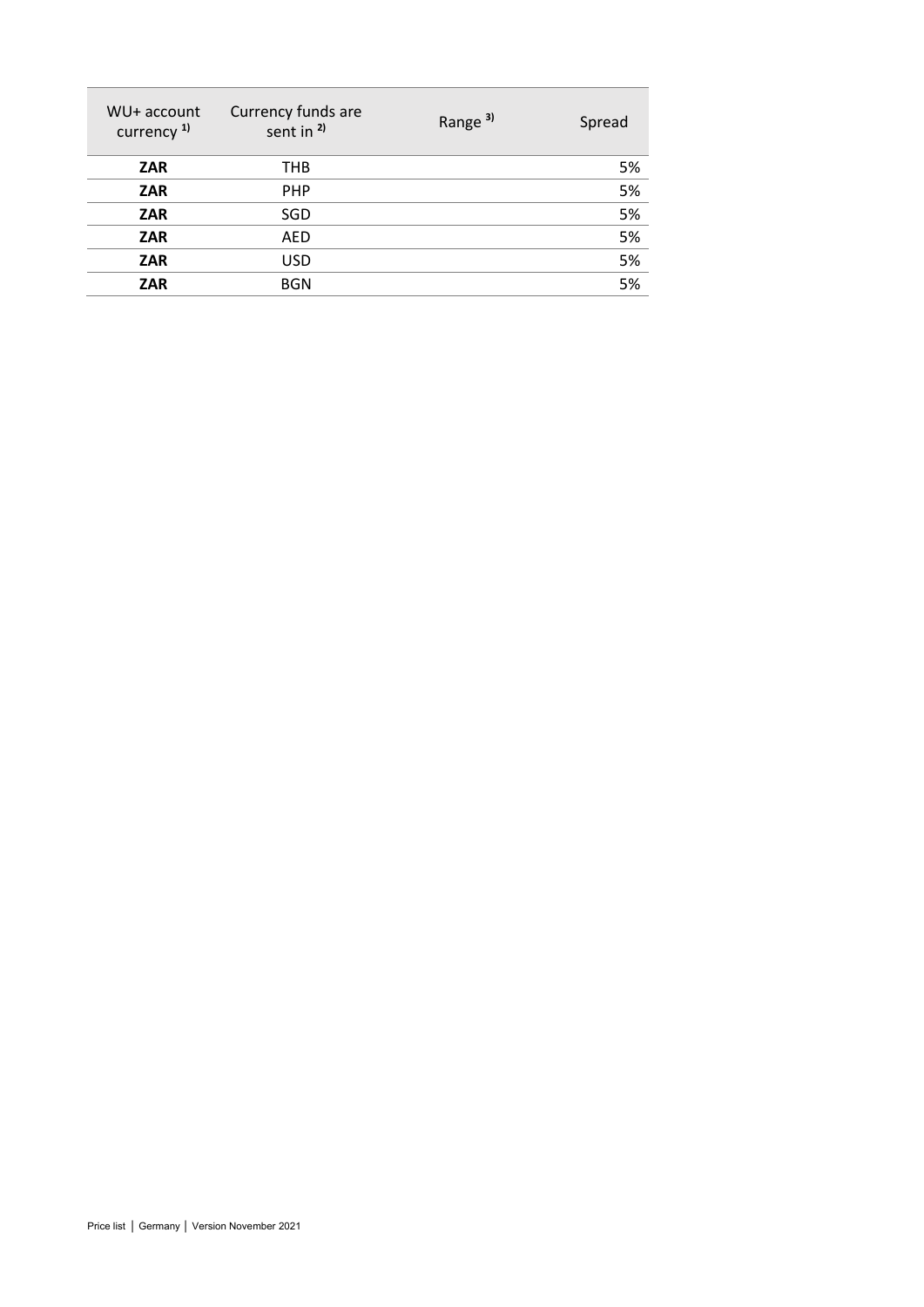| WU+ account currency [1)] | Currency funds are sent in [2)] | Range [3)] | Spread |
| --- | --- | --- | --- |
| **ZAR** | THB | | 5% |
| **ZAR** | PHP | | 5% |
| **ZAR** | SGD | | 5% |
| **ZAR** | AED | | 5% |
| **ZAR** | USD | | 5% |
| **ZAR** | BGN | | 5% |